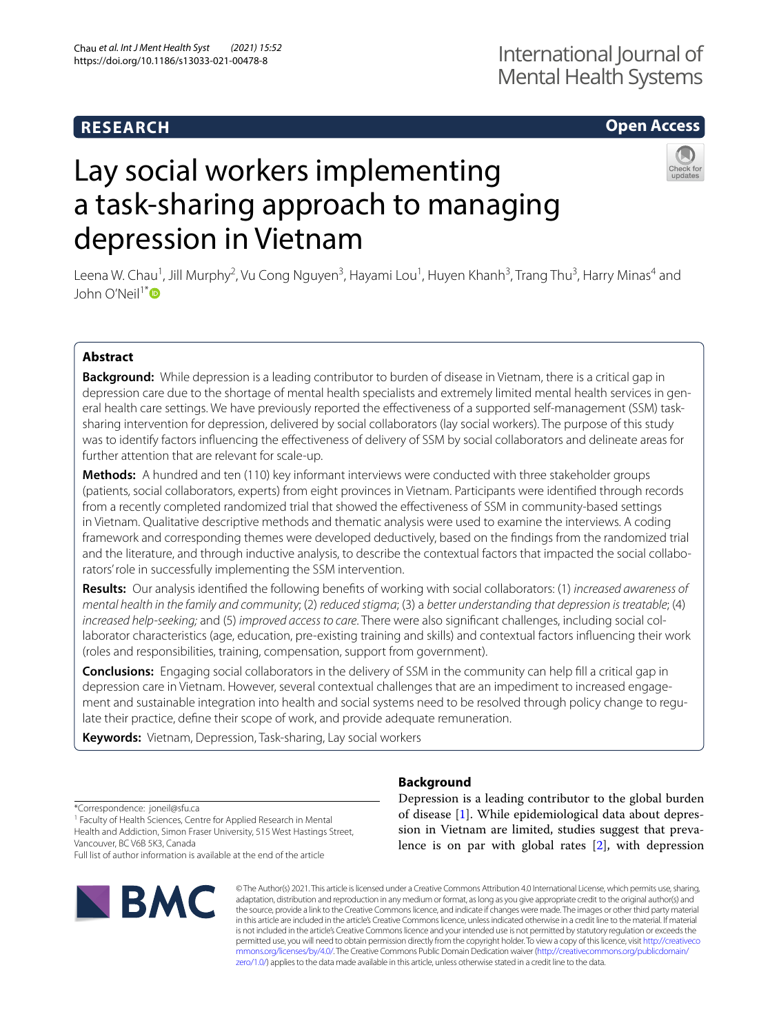**RESEARCH** **Open Access**

# Lay social workers implementing a task-sharing approach to managing depression in Vietnam

Leena W. Chau[1], Jill Murphy[2], Vu Cong Nguyen[3], Hayami Lou[1], Huyen Khanh[3], Trang Thu[3], Harry Minas[4] and John O'Neil[1*]

## Abstract

**Background:** While depression is a leading contributor to burden of disease in Vietnam, there is a critical gap in depression care due to the shortage of mental health specialists and extremely limited mental health services in general health care settings. We have previously reported the effectiveness of a supported self-management (SSM) task-sharing intervention for depression, delivered by social collaborators (lay social workers). The purpose of this study was to identify factors influencing the effectiveness of delivery of SSM by social collaborators and delineate areas for further attention that are relevant for scale-up.

**Methods:** A hundred and ten (110) key informant interviews were conducted with three stakeholder groups (patients, social collaborators, experts) from eight provinces in Vietnam. Participants were identified through records from a recently completed randomized trial that showed the effectiveness of SSM in community-based settings in Vietnam. Qualitative descriptive methods and thematic analysis were used to examine the interviews. A coding framework and corresponding themes were developed deductively, based on the findings from the randomized trial and the literature, and through inductive analysis, to describe the contextual factors that impacted the social collaborators' role in successfully implementing the SSM intervention.

**Results:** Our analysis identified the following benefits of working with social collaborators: (1) *increased awareness of mental health in the family and community*; (2) *reduced stigma*; (3) a *better understanding that depression is treatable*; (4) *increased help-seeking;* and (5) *improved access to care*. There were also significant challenges, including social collaborator characteristics (age, education, pre-existing training and skills) and contextual factors influencing their work (roles and responsibilities, training, compensation, support from government).

**Conclusions:** Engaging social collaborators in the delivery of SSM in the community can help fill a critical gap in depression care in Vietnam. However, several contextual challenges that are an impediment to increased engagement and sustainable integration into health and social systems need to be resolved through policy change to regulate their practice, define their scope of work, and provide adequate remuneration.

**Keywords:** Vietnam, Depression, Task-sharing, Lay social workers

*Correspondence: joneil@sfu.ca
[1] Faculty of Health Sciences, Centre for Applied Research in Mental Health and Addiction, Simon Fraser University, 515 West Hastings Street, Vancouver, BC V6B 5K3, Canada
Full list of author information is available at the end of the article

## Background

Depression is a leading contributor to the global burden of disease [1]. While epidemiological data about depression in Vietnam are limited, studies suggest that prevalence is on par with global rates [2], with depression

© The Author(s) 2021. This article is licensed under a Creative Commons Attribution 4.0 International License, which permits use, sharing, adaptation, distribution and reproduction in any medium or format, as long as you give appropriate credit to the original author(s) and the source, provide a link to the Creative Commons licence, and indicate if changes were made. The images or other third party material in this article are included in the article's Creative Commons licence, unless indicated otherwise in a credit line to the material. If material is not included in the article's Creative Commons licence and your intended use is not permitted by statutory regulation or exceeds the permitted use, you will need to obtain permission directly from the copyright holder. To view a copy of this licence, visit http://creativecommons.org/licenses/by/4.0/. The Creative Commons Public Domain Dedication waiver (http://creativecommons.org/publicdomain/zero/1.0/) applies to the data made available in this article, unless otherwise stated in a credit line to the data.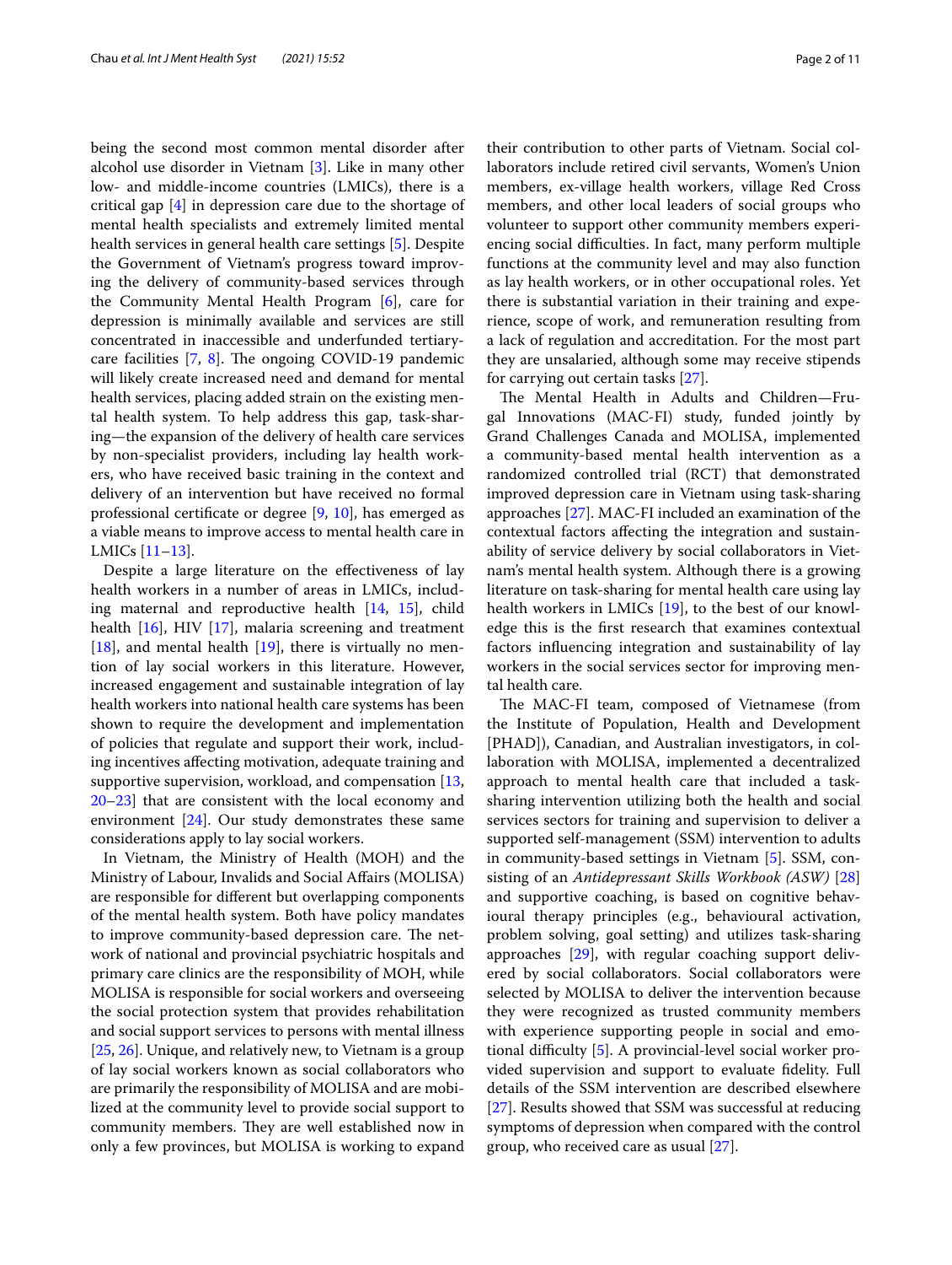being the second most common mental disorder after alcohol use disorder in Vietnam [3]. Like in many other low- and middle-income countries (LMICs), there is a critical gap [4] in depression care due to the shortage of mental health specialists and extremely limited mental health services in general health care settings [5]. Despite the Government of Vietnam's progress toward improving the delivery of community-based services through the Community Mental Health Program [6], care for depression is minimally available and services are still concentrated in inaccessible and underfunded tertiary-care facilities [7, 8]. The ongoing COVID-19 pandemic will likely create increased need and demand for mental health services, placing added strain on the existing mental health system. To help address this gap, task-sharing—the expansion of the delivery of health care services by non-specialist providers, including lay health workers, who have received basic training in the context and delivery of an intervention but have received no formal professional certificate or degree [9, 10], has emerged as a viable means to improve access to mental health care in LMICs [11–13].

Despite a large literature on the effectiveness of lay health workers in a number of areas in LMICs, including maternal and reproductive health [14, 15], child health [16], HIV [17], malaria screening and treatment [18], and mental health [19], there is virtually no mention of lay social workers in this literature. However, increased engagement and sustainable integration of lay health workers into national health care systems has been shown to require the development and implementation of policies that regulate and support their work, including incentives affecting motivation, adequate training and supportive supervision, workload, and compensation [13, 20–23] that are consistent with the local economy and environment [24]. Our study demonstrates these same considerations apply to lay social workers.

In Vietnam, the Ministry of Health (MOH) and the Ministry of Labour, Invalids and Social Affairs (MOLISA) are responsible for different but overlapping components of the mental health system. Both have policy mandates to improve community-based depression care. The network of national and provincial psychiatric hospitals and primary care clinics are the responsibility of MOH, while MOLISA is responsible for social workers and overseeing the social protection system that provides rehabilitation and social support services to persons with mental illness [25, 26]. Unique, and relatively new, to Vietnam is a group of lay social workers known as social collaborators who are primarily the responsibility of MOLISA and are mobilized at the community level to provide social support to community members. They are well established now in only a few provinces, but MOLISA is working to expand their contribution to other parts of Vietnam. Social collaborators include retired civil servants, Women's Union members, ex-village health workers, village Red Cross members, and other local leaders of social groups who volunteer to support other community members experiencing social difficulties. In fact, many perform multiple functions at the community level and may also function as lay health workers, or in other occupational roles. Yet there is substantial variation in their training and experience, scope of work, and remuneration resulting from a lack of regulation and accreditation. For the most part they are unsalaried, although some may receive stipends for carrying out certain tasks [27].

The Mental Health in Adults and Children—Frugal Innovations (MAC-FI) study, funded jointly by Grand Challenges Canada and MOLISA, implemented a community-based mental health intervention as a randomized controlled trial (RCT) that demonstrated improved depression care in Vietnam using task-sharing approaches [27]. MAC-FI included an examination of the contextual factors affecting the integration and sustainability of service delivery by social collaborators in Vietnam's mental health system. Although there is a growing literature on task-sharing for mental health care using lay health workers in LMICs [19], to the best of our knowledge this is the first research that examines contextual factors influencing integration and sustainability of lay workers in the social services sector for improving mental health care.

The MAC-FI team, composed of Vietnamese (from the Institute of Population, Health and Development [PHAD]), Canadian, and Australian investigators, in collaboration with MOLISA, implemented a decentralized approach to mental health care that included a task-sharing intervention utilizing both the health and social services sectors for training and supervision to deliver a supported self-management (SSM) intervention to adults in community-based settings in Vietnam [5]. SSM, consisting of an *Antidepressant Skills Workbook (ASW)* [28] and supportive coaching, is based on cognitive behavioural therapy principles (e.g., behavioural activation, problem solving, goal setting) and utilizes task-sharing approaches [29], with regular coaching support delivered by social collaborators. Social collaborators were selected by MOLISA to deliver the intervention because they were recognized as trusted community members with experience supporting people in social and emotional difficulty [5]. A provincial-level social worker provided supervision and support to evaluate fidelity. Full details of the SSM intervention are described elsewhere [27]. Results showed that SSM was successful at reducing symptoms of depression when compared with the control group, who received care as usual [27].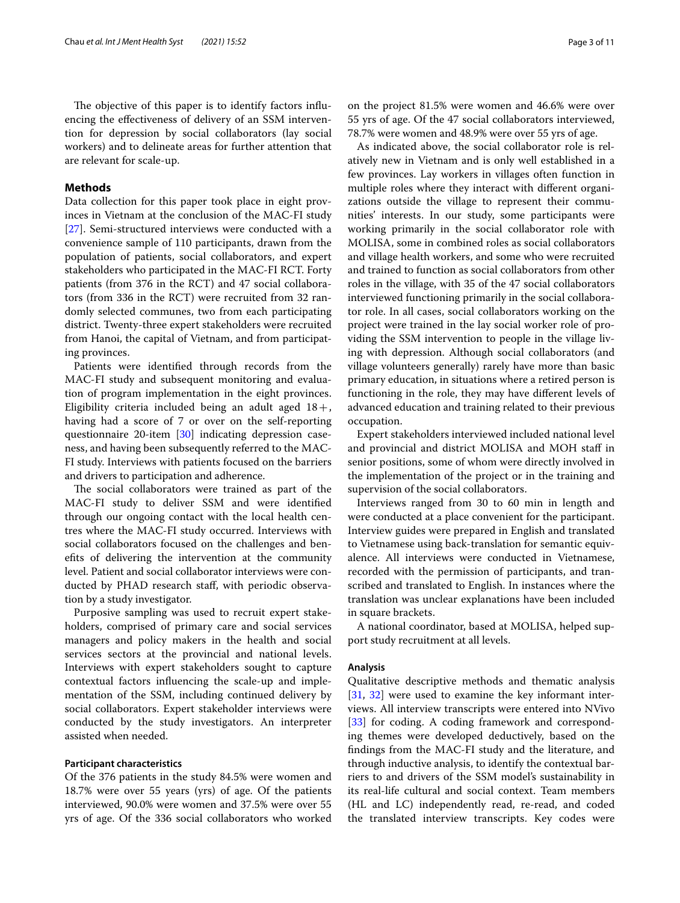The objective of this paper is to identify factors influencing the effectiveness of delivery of an SSM intervention for depression by social collaborators (lay social workers) and to delineate areas for further attention that are relevant for scale-up.

## Methods

Data collection for this paper took place in eight provinces in Vietnam at the conclusion of the MAC-FI study [27]. Semi-structured interviews were conducted with a convenience sample of 110 participants, drawn from the population of patients, social collaborators, and expert stakeholders who participated in the MAC-FI RCT. Forty patients (from 376 in the RCT) and 47 social collaborators (from 336 in the RCT) were recruited from 32 randomly selected communes, two from each participating district. Twenty-three expert stakeholders were recruited from Hanoi, the capital of Vietnam, and from participating provinces.

Patients were identified through records from the MAC-FI study and subsequent monitoring and evaluation of program implementation in the eight provinces. Eligibility criteria included being an adult aged 18+, having had a score of 7 or over on the self-reporting questionnaire 20-item [30] indicating depression caseness, and having been subsequently referred to the MAC-FI study. Interviews with patients focused on the barriers and drivers to participation and adherence.

The social collaborators were trained as part of the MAC-FI study to deliver SSM and were identified through our ongoing contact with the local health centres where the MAC-FI study occurred. Interviews with social collaborators focused on the challenges and benefits of delivering the intervention at the community level. Patient and social collaborator interviews were conducted by PHAD research staff, with periodic observation by a study investigator.

Purposive sampling was used to recruit expert stakeholders, comprised of primary care and social services managers and policy makers in the health and social services sectors at the provincial and national levels. Interviews with expert stakeholders sought to capture contextual factors influencing the scale-up and implementation of the SSM, including continued delivery by social collaborators. Expert stakeholder interviews were conducted by the study investigators. An interpreter assisted when needed.

### Participant characteristics

Of the 376 patients in the study 84.5% were women and 18.7% were over 55 years (yrs) of age. Of the patients interviewed, 90.0% were women and 37.5% were over 55 yrs of age. Of the 336 social collaborators who worked on the project 81.5% were women and 46.6% were over 55 yrs of age. Of the 47 social collaborators interviewed, 78.7% were women and 48.9% were over 55 yrs of age.

As indicated above, the social collaborator role is relatively new in Vietnam and is only well established in a few provinces. Lay workers in villages often function in multiple roles where they interact with different organizations outside the village to represent their communities' interests. In our study, some participants were working primarily in the social collaborator role with MOLISA, some in combined roles as social collaborators and village health workers, and some who were recruited and trained to function as social collaborators from other roles in the village, with 35 of the 47 social collaborators interviewed functioning primarily in the social collaborator role. In all cases, social collaborators working on the project were trained in the lay social worker role of providing the SSM intervention to people in the village living with depression. Although social collaborators (and village volunteers generally) rarely have more than basic primary education, in situations where a retired person is functioning in the role, they may have different levels of advanced education and training related to their previous occupation.

Expert stakeholders interviewed included national level and provincial and district MOLISA and MOH staff in senior positions, some of whom were directly involved in the implementation of the project or in the training and supervision of the social collaborators.

Interviews ranged from 30 to 60 min in length and were conducted at a place convenient for the participant. Interview guides were prepared in English and translated to Vietnamese using back-translation for semantic equivalence. All interviews were conducted in Vietnamese, recorded with the permission of participants, and transcribed and translated to English. In instances where the translation was unclear explanations have been included in square brackets.

A national coordinator, based at MOLISA, helped support study recruitment at all levels.

### Analysis

Qualitative descriptive methods and thematic analysis [31, 32] were used to examine the key informant interviews. All interview transcripts were entered into NVivo [33] for coding. A coding framework and corresponding themes were developed deductively, based on the findings from the MAC-FI study and the literature, and through inductive analysis, to identify the contextual barriers to and drivers of the SSM model's sustainability in its real-life cultural and social context. Team members (HL and LC) independently read, re-read, and coded the translated interview transcripts. Key codes were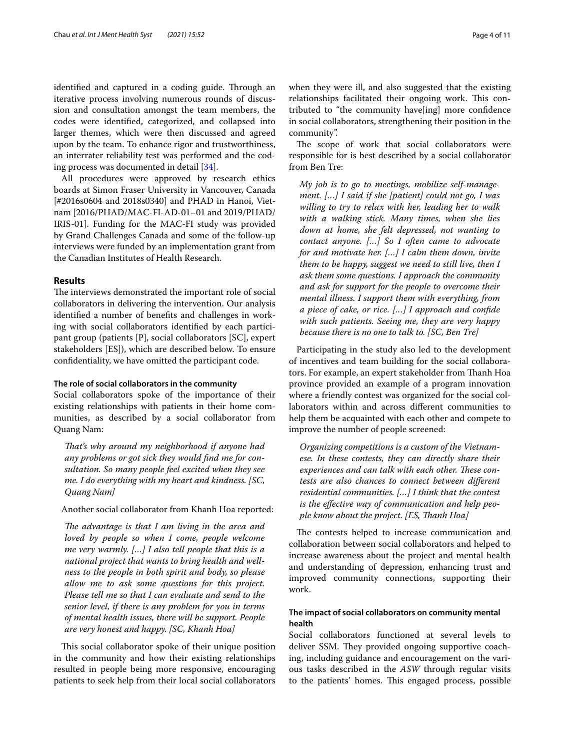identified and captured in a coding guide. Through an iterative process involving numerous rounds of discussion and consultation amongst the team members, the codes were identified, categorized, and collapsed into larger themes, which were then discussed and agreed upon by the team. To enhance rigor and trustworthiness, an interrater reliability test was performed and the coding process was documented in detail [34].

All procedures were approved by research ethics boards at Simon Fraser University in Vancouver, Canada [#2016s0604 and 2018s0340] and PHAD in Hanoi, Vietnam [2016/PHAD/MAC-FI-AD-01–01 and 2019/PHAD/IRIS-01]. Funding for the MAC-FI study was provided by Grand Challenges Canada and some of the follow-up interviews were funded by an implementation grant from the Canadian Institutes of Health Research.

## Results

The interviews demonstrated the important role of social collaborators in delivering the intervention. Our analysis identified a number of benefits and challenges in working with social collaborators identified by each participant group (patients [P], social collaborators [SC], expert stakeholders [ES]), which are described below. To ensure confidentiality, we have omitted the participant code.

### The role of social collaborators in the community

Social collaborators spoke of the importance of their existing relationships with patients in their home communities, as described by a social collaborator from Quang Nam:

> *That's why around my neighborhood if anyone had any problems or got sick they would find me for consultation. So many people feel excited when they see me. I do everything with my heart and kindness. [SC, Quang Nam]*

Another social collaborator from Khanh Hoa reported:

> *The advantage is that I am living in the area and loved by people so when I come, people welcome me very warmly. [...] I also tell people that this is a national project that wants to bring health and wellness to the people in both spirit and body, so please allow me to ask some questions for this project. Please tell me so that I can evaluate and send to the senior level, if there is any problem for you in terms of mental health issues, there will be support. People are very honest and happy. [SC, Khanh Hoa]*

This social collaborator spoke of their unique position in the community and how their existing relationships resulted in people being more responsive, encouraging patients to seek help from their local social collaborators when they were ill, and also suggested that the existing relationships facilitated their ongoing work. This contributed to "the community have[ing] more confidence in social collaborators, strengthening their position in the community".

The scope of work that social collaborators were responsible for is best described by a social collaborator from Ben Tre:

> *My job is to go to meetings, mobilize self-management. [...] I said if she [patient] could not go, I was willing to try to relax with her, leading her to walk with a walking stick. Many times, when she lies down at home, she felt depressed, not wanting to contact anyone. [...] So I often came to advocate for and motivate her. [...] I calm them down, invite them to be happy, suggest we need to still live, then I ask them some questions. I approach the community and ask for support for the people to overcome their mental illness. I support them with everything, from a piece of cake, or rice. [...] I approach and confide with such patients. Seeing me, they are very happy because there is no one to talk to. [SC, Ben Tre]*

Participating in the study also led to the development of incentives and team building for the social collaborators. For example, an expert stakeholder from Thanh Hoa province provided an example of a program innovation where a friendly contest was organized for the social collaborators within and across different communities to help them be acquainted with each other and compete to improve the number of people screened:

> *Organizing competitions is a custom of the Vietnamese. In these contests, they can directly share their experiences and can talk with each other. These contests are also chances to connect between different residential communities. [...] I think that the contest is the effective way of communication and help people know about the project. [ES, Thanh Hoa]*

The contests helped to increase communication and collaboration between social collaborators and helped to increase awareness about the project and mental health and understanding of depression, enhancing trust and improved community connections, supporting their work.

### The impact of social collaborators on community mental health

Social collaborators functioned at several levels to deliver SSM. They provided ongoing supportive coaching, including guidance and encouragement on the various tasks described in the *ASW* through regular visits to the patients' homes. This engaged process, possible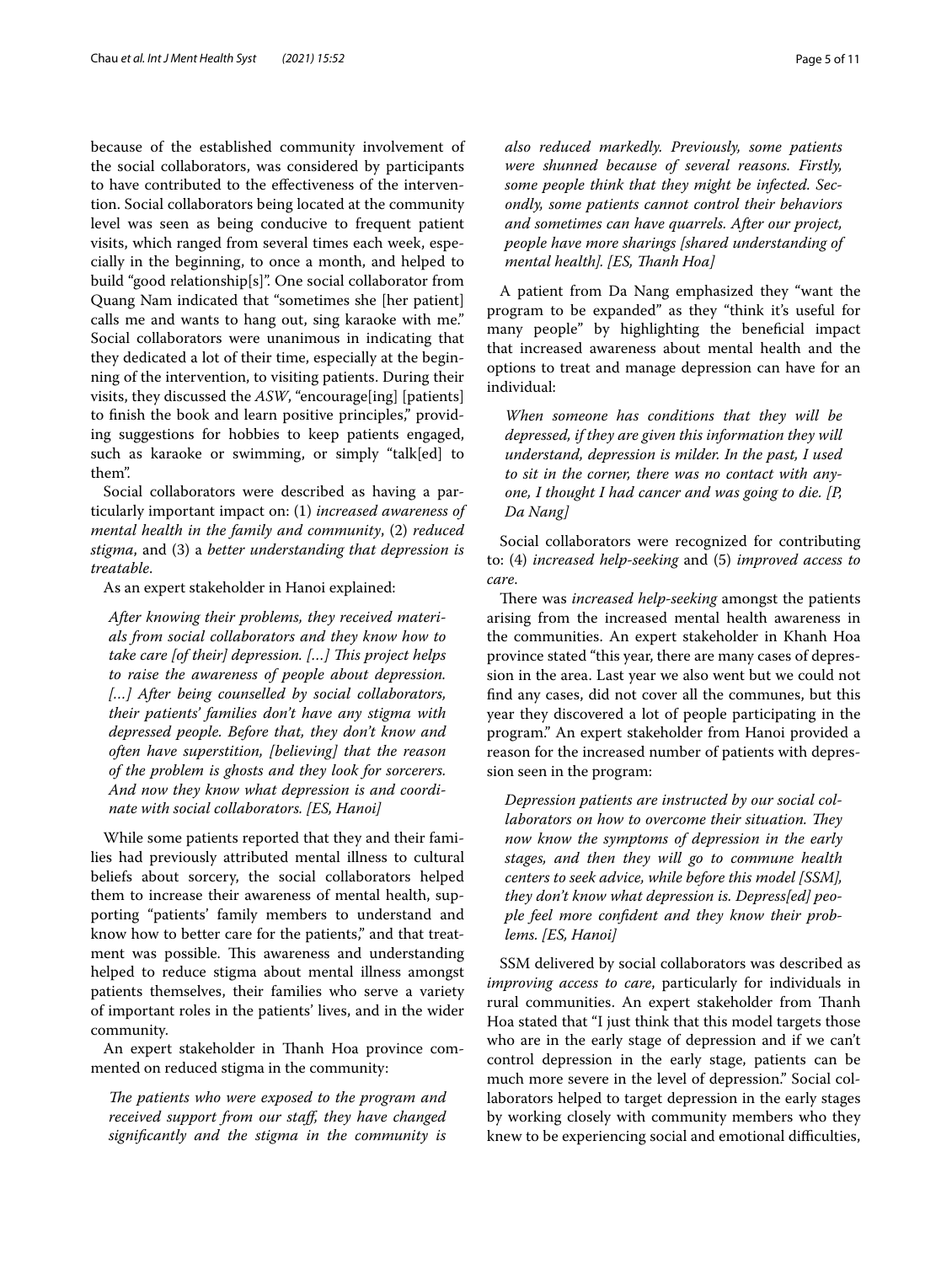because of the established community involvement of the social collaborators, was considered by participants to have contributed to the effectiveness of the intervention. Social collaborators being located at the community level was seen as being conducive to frequent patient visits, which ranged from several times each week, especially in the beginning, to once a month, and helped to build "good relationship[s]". One social collaborator from Quang Nam indicated that "sometimes she [her patient] calls me and wants to hang out, sing karaoke with me." Social collaborators were unanimous in indicating that they dedicated a lot of their time, especially at the beginning of the intervention, to visiting patients. During their visits, they discussed the *ASW*, "encourage[ing] [patients] to finish the book and learn positive principles," providing suggestions for hobbies to keep patients engaged, such as karaoke or swimming, or simply "talk[ed] to them".

Social collaborators were described as having a particularly important impact on: (1) *increased awareness of mental health in the family and community*, (2) *reduced stigma*, and (3) a *better understanding that depression is treatable*.

As an expert stakeholder in Hanoi explained:

> *After knowing their problems, they received materials from social collaborators and they know how to take care [of their] depression. […] This project helps to raise the awareness of people about depression. […] After being counselled by social collaborators, their patients' families don't have any stigma with depressed people. Before that, they don't know and often have superstition, [believing] that the reason of the problem is ghosts and they look for sorcerers. And now they know what depression is and coordinate with social collaborators. [ES, Hanoi]*

While some patients reported that they and their families had previously attributed mental illness to cultural beliefs about sorcery, the social collaborators helped them to increase their awareness of mental health, supporting "patients' family members to understand and know how to better care for the patients," and that treatment was possible. This awareness and understanding helped to reduce stigma about mental illness amongst patients themselves, their families who serve a variety of important roles in the patients' lives, and in the wider community.

An expert stakeholder in Thanh Hoa province commented on reduced stigma in the community:

> *The patients who were exposed to the program and received support from our staff, they have changed significantly and the stigma in the community is also reduced markedly. Previously, some patients were shunned because of several reasons. Firstly, some people think that they might be infected. Secondly, some patients cannot control their behaviors and sometimes can have quarrels. After our project, people have more sharings [shared understanding of mental health]. [ES, Thanh Hoa]*

A patient from Da Nang emphasized they "want the program to be expanded" as they "think it's useful for many people" by highlighting the beneficial impact that increased awareness about mental health and the options to treat and manage depression can have for an individual:

> *When someone has conditions that they will be depressed, if they are given this information they will understand, depression is milder. In the past, I used to sit in the corner, there was no contact with anyone, I thought I had cancer and was going to die. [P, Da Nang]*

Social collaborators were recognized for contributing to: (4) *increased help-seeking* and (5) *improved access to care*.

There was *increased help-seeking* amongst the patients arising from the increased mental health awareness in the communities. An expert stakeholder in Khanh Hoa province stated "this year, there are many cases of depression in the area. Last year we also went but we could not find any cases, did not cover all the communes, but this year they discovered a lot of people participating in the program." An expert stakeholder from Hanoi provided a reason for the increased number of patients with depression seen in the program:

> *Depression patients are instructed by our social collaborators on how to overcome their situation. They now know the symptoms of depression in the early stages, and then they will go to commune health centers to seek advice, while before this model [SSM], they don't know what depression is. Depress[ed] people feel more confident and they know their problems. [ES, Hanoi]*

SSM delivered by social collaborators was described as *improving access to care*, particularly for individuals in rural communities. An expert stakeholder from Thanh Hoa stated that "I just think that this model targets those who are in the early stage of depression and if we can't control depression in the early stage, patients can be much more severe in the level of depression." Social collaborators helped to target depression in the early stages by working closely with community members who they knew to be experiencing social and emotional difficulties,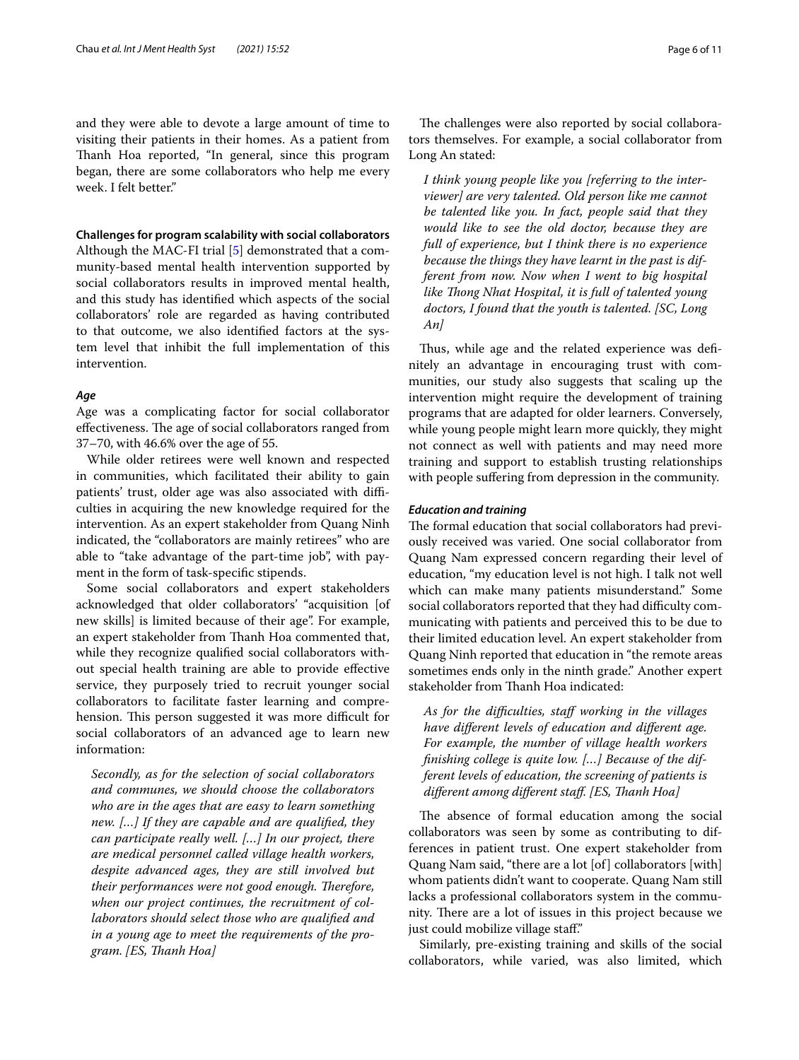and they were able to devote a large amount of time to visiting their patients in their homes. As a patient from Thanh Hoa reported, "In general, since this program began, there are some collaborators who help me every week. I felt better."

### Challenges for program scalability with social collaborators

Although the MAC-FI trial [5] demonstrated that a community-based mental health intervention supported by social collaborators results in improved mental health, and this study has identified which aspects of the social collaborators' role are regarded as having contributed to that outcome, we also identified factors at the system level that inhibit the full implementation of this intervention.

#### *Age*

Age was a complicating factor for social collaborator effectiveness. The age of social collaborators ranged from 37–70, with 46.6% over the age of 55.

While older retirees were well known and respected in communities, which facilitated their ability to gain patients' trust, older age was also associated with difficulties in acquiring the new knowledge required for the intervention. As an expert stakeholder from Quang Ninh indicated, the "collaborators are mainly retirees" who are able to "take advantage of the part-time job", with payment in the form of task-specific stipends.

Some social collaborators and expert stakeholders acknowledged that older collaborators' "acquisition [of new skills] is limited because of their age". For example, an expert stakeholder from Thanh Hoa commented that, while they recognize qualified social collaborators without special health training are able to provide effective service, they purposely tried to recruit younger social collaborators to facilitate faster learning and comprehension. This person suggested it was more difficult for social collaborators of an advanced age to learn new information:

> *Secondly, as for the selection of social collaborators and communes, we should choose the collaborators who are in the ages that are easy to learn something new. [...] If they are capable and are qualified, they can participate really well. [...] In our project, there are medical personnel called village health workers, despite advanced ages, they are still involved but their performances were not good enough. Therefore, when our project continues, the recruitment of collaborators should select those who are qualified and in a young age to meet the requirements of the program. [ES, Thanh Hoa]*

The challenges were also reported by social collaborators themselves. For example, a social collaborator from Long An stated:

> *I think young people like you [referring to the interviewer] are very talented. Old person like me cannot be talented like you. In fact, people said that they would like to see the old doctor, because they are full of experience, but I think there is no experience because the things they have learnt in the past is different from now. Now when I went to big hospital like Thong Nhat Hospital, it is full of talented young doctors, I found that the youth is talented. [SC, Long An]*

Thus, while age and the related experience was definitely an advantage in encouraging trust with communities, our study also suggests that scaling up the intervention might require the development of training programs that are adapted for older learners. Conversely, while young people might learn more quickly, they might not connect as well with patients and may need more training and support to establish trusting relationships with people suffering from depression in the community.

#### *Education and training*

The formal education that social collaborators had previously received was varied. One social collaborator from Quang Nam expressed concern regarding their level of education, "my education level is not high. I talk not well which can make many patients misunderstand." Some social collaborators reported that they had difficulty communicating with patients and perceived this to be due to their limited education level. An expert stakeholder from Quang Ninh reported that education in "the remote areas sometimes ends only in the ninth grade." Another expert stakeholder from Thanh Hoa indicated:

> *As for the difficulties, staff working in the villages have different levels of education and different age. For example, the number of village health workers finishing college is quite low. [...] Because of the different levels of education, the screening of patients is different among different staff. [ES, Thanh Hoa]*

The absence of formal education among the social collaborators was seen by some as contributing to differences in patient trust. One expert stakeholder from Quang Nam said, "there are a lot [of] collaborators [with] whom patients didn't want to cooperate. Quang Nam still lacks a professional collaborators system in the community. There are a lot of issues in this project because we just could mobilize village staff."

Similarly, pre-existing training and skills of the social collaborators, while varied, was also limited, which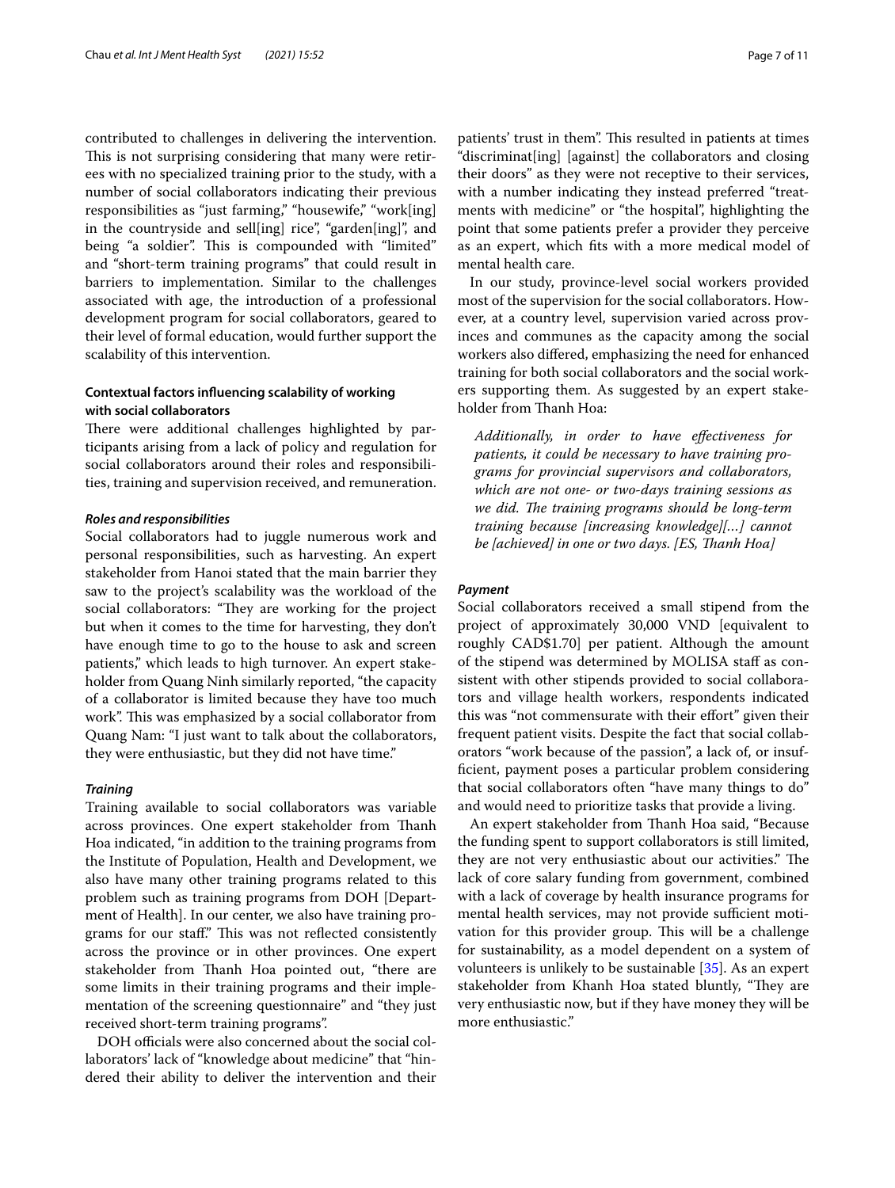contributed to challenges in delivering the intervention. This is not surprising considering that many were retirees with no specialized training prior to the study, with a number of social collaborators indicating their previous responsibilities as "just farming," "housewife," "work[ing] in the countryside and sell[ing] rice", "garden[ing]", and being "a soldier". This is compounded with "limited" and "short-term training programs" that could result in barriers to implementation. Similar to the challenges associated with age, the introduction of a professional development program for social collaborators, geared to their level of formal education, would further support the scalability of this intervention.

### Contextual factors influencing scalability of working with social collaborators

There were additional challenges highlighted by participants arising from a lack of policy and regulation for social collaborators around their roles and responsibilities, training and supervision received, and remuneration.

#### *Roles and responsibilities*

Social collaborators had to juggle numerous work and personal responsibilities, such as harvesting. An expert stakeholder from Hanoi stated that the main barrier they saw to the project's scalability was the workload of the social collaborators: "They are working for the project but when it comes to the time for harvesting, they don't have enough time to go to the house to ask and screen patients," which leads to high turnover. An expert stakeholder from Quang Ninh similarly reported, "the capacity of a collaborator is limited because they have too much work". This was emphasized by a social collaborator from Quang Nam: "I just want to talk about the collaborators, they were enthusiastic, but they did not have time."

#### *Training*

Training available to social collaborators was variable across provinces. One expert stakeholder from Thanh Hoa indicated, "in addition to the training programs from the Institute of Population, Health and Development, we also have many other training programs related to this problem such as training programs from DOH [Department of Health]. In our center, we also have training programs for our staff." This was not reflected consistently across the province or in other provinces. One expert stakeholder from Thanh Hoa pointed out, "there are some limits in their training programs and their implementation of the screening questionnaire" and "they just received short-term training programs".

DOH officials were also concerned about the social collaborators' lack of "knowledge about medicine" that "hindered their ability to deliver the intervention and their patients' trust in them". This resulted in patients at times "discriminat[ing] [against] the collaborators and closing their doors" as they were not receptive to their services, with a number indicating they instead preferred "treatments with medicine" or "the hospital", highlighting the point that some patients prefer a provider they perceive as an expert, which fits with a more medical model of mental health care.

In our study, province-level social workers provided most of the supervision for the social collaborators. However, at a country level, supervision varied across provinces and communes as the capacity among the social workers also differed, emphasizing the need for enhanced training for both social collaborators and the social workers supporting them. As suggested by an expert stakeholder from Thanh Hoa:

> *Additionally, in order to have effectiveness for patients, it could be necessary to have training programs for provincial supervisors and collaborators, which are not one- or two-days training sessions as we did. The training programs should be long-term training because [increasing knowledge][...] cannot be [achieved] in one or two days. [ES, Thanh Hoa]*

#### *Payment*

Social collaborators received a small stipend from the project of approximately 30,000 VND [equivalent to roughly CAD$1.70] per patient. Although the amount of the stipend was determined by MOLISA staff as consistent with other stipends provided to social collaborators and village health workers, respondents indicated this was "not commensurate with their effort" given their frequent patient visits. Despite the fact that social collaborators "work because of the passion", a lack of, or insufficient, payment poses a particular problem considering that social collaborators often "have many things to do" and would need to prioritize tasks that provide a living.

An expert stakeholder from Thanh Hoa said, "Because the funding spent to support collaborators is still limited, they are not very enthusiastic about our activities." The lack of core salary funding from government, combined with a lack of coverage by health insurance programs for mental health services, may not provide sufficient motivation for this provider group. This will be a challenge for sustainability, as a model dependent on a system of volunteers is unlikely to be sustainable [35]. As an expert stakeholder from Khanh Hoa stated bluntly, "They are very enthusiastic now, but if they have money they will be more enthusiastic."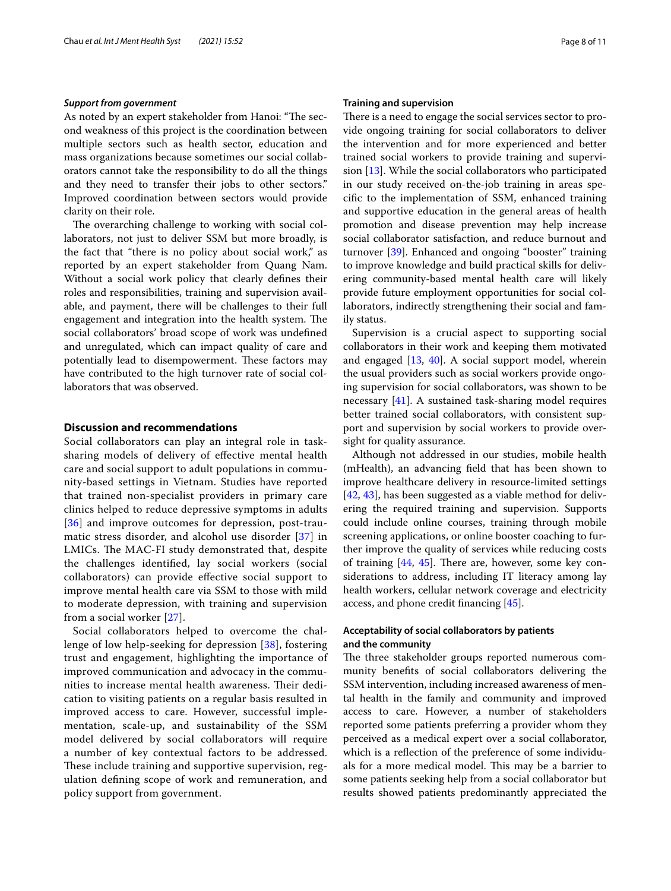*Support from government*

As noted by an expert stakeholder from Hanoi: "The second weakness of this project is the coordination between multiple sectors such as health sector, education and mass organizations because sometimes our social collaborators cannot take the responsibility to do all the things and they need to transfer their jobs to other sectors." Improved coordination between sectors would provide clarity on their role.

The overarching challenge to working with social collaborators, not just to deliver SSM but more broadly, is the fact that "there is no policy about social work," as reported by an expert stakeholder from Quang Nam. Without a social work policy that clearly defines their roles and responsibilities, training and supervision available, and payment, there will be challenges to their full engagement and integration into the health system. The social collaborators' broad scope of work was undefined and unregulated, which can impact quality of care and potentially lead to disempowerment. These factors may have contributed to the high turnover rate of social collaborators that was observed.

## Discussion and recommendations

Social collaborators can play an integral role in task-sharing models of delivery of effective mental health care and social support to adult populations in community-based settings in Vietnam. Studies have reported that trained non-specialist providers in primary care clinics helped to reduce depressive symptoms in adults [36] and improve outcomes for depression, post-traumatic stress disorder, and alcohol use disorder [37] in LMICs. The MAC-FI study demonstrated that, despite the challenges identified, lay social workers (social collaborators) can provide effective social support to improve mental health care via SSM to those with mild to moderate depression, with training and supervision from a social worker [27].

Social collaborators helped to overcome the challenge of low help-seeking for depression [38], fostering trust and engagement, highlighting the importance of improved communication and advocacy in the communities to increase mental health awareness. Their dedication to visiting patients on a regular basis resulted in improved access to care. However, successful implementation, scale-up, and sustainability of the SSM model delivered by social collaborators will require a number of key contextual factors to be addressed. These include training and supportive supervision, regulation defining scope of work and remuneration, and policy support from government.

### Training and supervision

There is a need to engage the social services sector to provide ongoing training for social collaborators to deliver the intervention and for more experienced and better trained social workers to provide training and supervision [13]. While the social collaborators who participated in our study received on-the-job training in areas specific to the implementation of SSM, enhanced training and supportive education in the general areas of health promotion and disease prevention may help increase social collaborator satisfaction, and reduce burnout and turnover [39]. Enhanced and ongoing "booster" training to improve knowledge and build practical skills for delivering community-based mental health care will likely provide future employment opportunities for social collaborators, indirectly strengthening their social and family status.

Supervision is a crucial aspect to supporting social collaborators in their work and keeping them motivated and engaged [13, 40]. A social support model, wherein the usual providers such as social workers provide ongoing supervision for social collaborators, was shown to be necessary [41]. A sustained task-sharing model requires better trained social collaborators, with consistent support and supervision by social workers to provide oversight for quality assurance.

Although not addressed in our studies, mobile health (mHealth), an advancing field that has been shown to improve healthcare delivery in resource-limited settings [42, 43], has been suggested as a viable method for delivering the required training and supervision. Supports could include online courses, training through mobile screening applications, or online booster coaching to further improve the quality of services while reducing costs of training [44, 45]. There are, however, some key considerations to address, including IT literacy among lay health workers, cellular network coverage and electricity access, and phone credit financing [45].

### Acceptability of social collaborators by patients and the community

The three stakeholder groups reported numerous community benefits of social collaborators delivering the SSM intervention, including increased awareness of mental health in the family and community and improved access to care. However, a number of stakeholders reported some patients preferring a provider whom they perceived as a medical expert over a social collaborator, which is a reflection of the preference of some individuals for a more medical model. This may be a barrier to some patients seeking help from a social collaborator but results showed patients predominantly appreciated the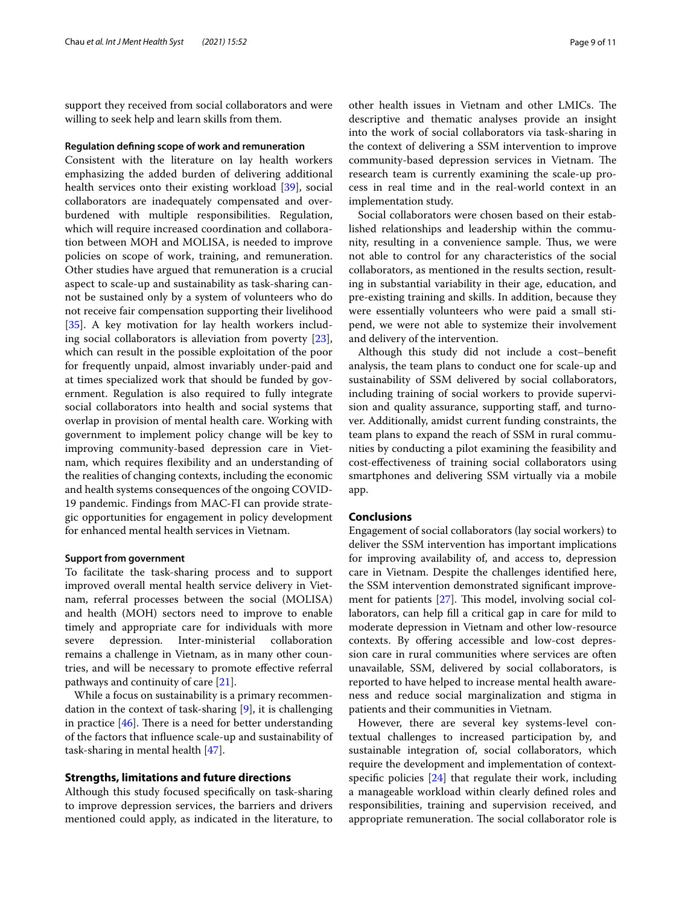support they received from social collaborators and were willing to seek help and learn skills from them.

#### Regulation defining scope of work and remuneration

Consistent with the literature on lay health workers emphasizing the added burden of delivering additional health services onto their existing workload [39], social collaborators are inadequately compensated and overburdened with multiple responsibilities. Regulation, which will require increased coordination and collaboration between MOH and MOLISA, is needed to improve policies on scope of work, training, and remuneration. Other studies have argued that remuneration is a crucial aspect to scale-up and sustainability as task-sharing cannot be sustained only by a system of volunteers who do not receive fair compensation supporting their livelihood [35]. A key motivation for lay health workers including social collaborators is alleviation from poverty [23], which can result in the possible exploitation of the poor for frequently unpaid, almost invariably under-paid and at times specialized work that should be funded by government. Regulation is also required to fully integrate social collaborators into health and social systems that overlap in provision of mental health care. Working with government to implement policy change will be key to improving community-based depression care in Vietnam, which requires flexibility and an understanding of the realities of changing contexts, including the economic and health systems consequences of the ongoing COVID-19 pandemic. Findings from MAC-FI can provide strategic opportunities for engagement in policy development for enhanced mental health services in Vietnam.

#### Support from government

To facilitate the task-sharing process and to support improved overall mental health service delivery in Vietnam, referral processes between the social (MOLISA) and health (MOH) sectors need to improve to enable timely and appropriate care for individuals with more severe depression. Inter-ministerial collaboration remains a challenge in Vietnam, as in many other countries, and will be necessary to promote effective referral pathways and continuity of care [21].

While a focus on sustainability is a primary recommendation in the context of task-sharing [9], it is challenging in practice [46]. There is a need for better understanding of the factors that influence scale-up and sustainability of task-sharing in mental health [47].

### Strengths, limitations and future directions

Although this study focused specifically on task-sharing to improve depression services, the barriers and drivers mentioned could apply, as indicated in the literature, to other health issues in Vietnam and other LMICs. The descriptive and thematic analyses provide an insight into the work of social collaborators via task-sharing in the context of delivering a SSM intervention to improve community-based depression services in Vietnam. The research team is currently examining the scale-up process in real time and in the real-world context in an implementation study.

Social collaborators were chosen based on their established relationships and leadership within the community, resulting in a convenience sample. Thus, we were not able to control for any characteristics of the social collaborators, as mentioned in the results section, resulting in substantial variability in their age, education, and pre-existing training and skills. In addition, because they were essentially volunteers who were paid a small stipend, we were not able to systemize their involvement and delivery of the intervention.

Although this study did not include a cost–benefit analysis, the team plans to conduct one for scale-up and sustainability of SSM delivered by social collaborators, including training of social workers to provide supervision and quality assurance, supporting staff, and turnover. Additionally, amidst current funding constraints, the team plans to expand the reach of SSM in rural communities by conducting a pilot examining the feasibility and cost-effectiveness of training social collaborators using smartphones and delivering SSM virtually via a mobile app.

## Conclusions

Engagement of social collaborators (lay social workers) to deliver the SSM intervention has important implications for improving availability of, and access to, depression care in Vietnam. Despite the challenges identified here, the SSM intervention demonstrated significant improvement for patients [27]. This model, involving social collaborators, can help fill a critical gap in care for mild to moderate depression in Vietnam and other low-resource contexts. By offering accessible and low-cost depression care in rural communities where services are often unavailable, SSM, delivered by social collaborators, is reported to have helped to increase mental health awareness and reduce social marginalization and stigma in patients and their communities in Vietnam.

However, there are several key systems-level contextual challenges to increased participation by, and sustainable integration of, social collaborators, which require the development and implementation of context-specific policies [24] that regulate their work, including a manageable workload within clearly defined roles and responsibilities, training and supervision received, and appropriate remuneration. The social collaborator role is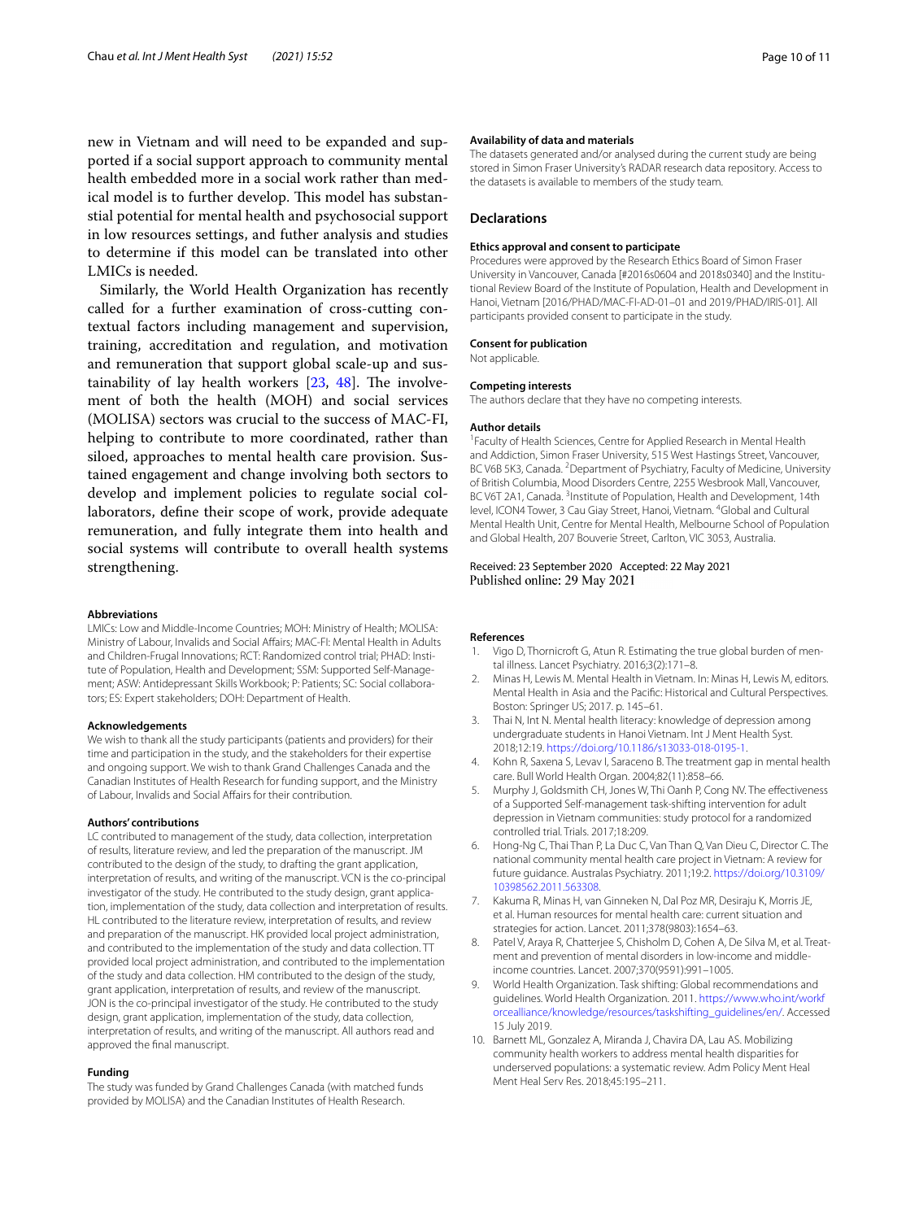new in Vietnam and will need to be expanded and supported if a social support approach to community mental health embedded more in a social work rather than medical model is to further develop. This model has substanstial potential for mental health and psychosocial support in low resources settings, and futher analysis and studies to determine if this model can be translated into other LMICs is needed.

Similarly, the World Health Organization has recently called for a further examination of cross-cutting contextual factors including management and supervision, training, accreditation and regulation, and motivation and remuneration that support global scale-up and sustainability of lay health workers [23, 48]. The involvement of both the health (MOH) and social services (MOLISA) sectors was crucial to the success of MAC-FI, helping to contribute to more coordinated, rather than siloed, approaches to mental health care provision. Sustained engagement and change involving both sectors to develop and implement policies to regulate social collaborators, define their scope of work, provide adequate remuneration, and fully integrate them into health and social systems will contribute to overall health systems strengthening.

#### Abbreviations

LMICs: Low and Middle-Income Countries; MOH: Ministry of Health; MOLISA: Ministry of Labour, Invalids and Social Affairs; MAC-FI: Mental Health in Adults and Children-Frugal Innovations; RCT: Randomized control trial; PHAD: Institute of Population, Health and Development; SSM: Supported Self-Management; ASW: Antidepressant Skills Workbook; P: Patients; SC: Social collaborators; ES: Expert stakeholders; DOH: Department of Health.

#### Acknowledgements

We wish to thank all the study participants (patients and providers) for their time and participation in the study, and the stakeholders for their expertise and ongoing support. We wish to thank Grand Challenges Canada and the Canadian Institutes of Health Research for funding support, and the Ministry of Labour, Invalids and Social Affairs for their contribution.

#### Authors' contributions

LC contributed to management of the study, data collection, interpretation of results, literature review, and led the preparation of the manuscript. JM contributed to the design of the study, to drafting the grant application, interpretation of results, and writing of the manuscript. VCN is the co-principal investigator of the study. He contributed to the study design, grant application, implementation of the study, data collection and interpretation of results. HL contributed to the literature review, interpretation of results, and review and preparation of the manuscript. HK provided local project administration, and contributed to the implementation of the study and data collection. TT provided local project administration, and contributed to the implementation of the study and data collection. HM contributed to the design of the study, grant application, interpretation of results, and review of the manuscript. JON is the co-principal investigator of the study. He contributed to the study design, grant application, implementation of the study, data collection, interpretation of results, and writing of the manuscript. All authors read and approved the final manuscript.

#### Funding

The study was funded by Grand Challenges Canada (with matched funds provided by MOLISA) and the Canadian Institutes of Health Research.

#### Availability of data and materials

The datasets generated and/or analysed during the current study are being stored in Simon Fraser University's RADAR research data repository. Access to the datasets is available to members of the study team.

### Declarations

#### Ethics approval and consent to participate

Procedures were approved by the Research Ethics Board of Simon Fraser University in Vancouver, Canada [#2016s0604 and 2018s0340] and the Institutional Review Board of the Institute of Population, Health and Development in Hanoi, Vietnam [2016/PHAD/MAC-FI-AD-01–01 and 2019/PHAD/IRIS-01]. All participants provided consent to participate in the study.

#### Consent for publication

Not applicable.

#### Competing interests

The authors declare that they have no competing interests.

#### Author details

[1] Faculty of Health Sciences, Centre for Applied Research in Mental Health and Addiction, Simon Fraser University, 515 West Hastings Street, Vancouver, BC V6B 5K3, Canada. [2] Department of Psychiatry, Faculty of Medicine, University of British Columbia, Mood Disorders Centre, 2255 Wesbrook Mall, Vancouver, BC V6T 2A1, Canada. [3] Institute of Population, Health and Development, 14th level, ICON4 Tower, 3 Cau Giay Street, Hanoi, Vietnam. [4] Global and Cultural Mental Health Unit, Centre for Mental Health, Melbourne School of Population and Global Health, 207 Bouverie Street, Carlton, VIC 3053, Australia.

Received: 23 September 2020 Accepted: 22 May 2021
Published online: 29 May 2021

#### References

1. Vigo D, Thornicroft G, Atun R. Estimating the true global burden of mental illness. Lancet Psychiatry. 2016;3(2):171–8.
2. Minas H, Lewis M. Mental Health in Vietnam. In: Minas H, Lewis M, editors. Mental Health in Asia and the Pacific: Historical and Cultural Perspectives. Boston: Springer US; 2017. p. 145–61.
3. Thai N, Int N. Mental health literacy: knowledge of depression among undergraduate students in Hanoi Vietnam. Int J Ment Health Syst. 2018;12:19. https://doi.org/10.1186/s13033-018-0195-1.
4. Kohn R, Saxena S, Levav I, Saraceno B. The treatment gap in mental health care. Bull World Health Organ. 2004;82(11):858–66.
5. Murphy J, Goldsmith CH, Jones W, Thi Oanh P, Cong NV. The effectiveness of a Supported Self-management task-shifting intervention for adult depression in Vietnam communities: study protocol for a randomized controlled trial. Trials. 2017;18:209.
6. Hong-Ng C, Thai Than P, La Duc C, Van Than Q, Van Dieu C, Director C. The national community mental health care project in Vietnam: A review for future guidance. Australas Psychiatry. 2011;19:2. https://doi.org/10.3109/10398562.2011.563308.
7. Kakuma R, Minas H, van Ginneken N, Dal Poz MR, Desiraju K, Morris JE, et al. Human resources for mental health care: current situation and strategies for action. Lancet. 2011;378(9803):1654–63.
8. Patel V, Araya R, Chatterjee S, Chisholm D, Cohen A, De Silva M, et al. Treatment and prevention of mental disorders in low-income and middle-income countries. Lancet. 2007;370(9591):991–1005.
9. World Health Organization. Task shifting: Global recommendations and guidelines. World Health Organization. 2011. https://www.who.int/workforcealliance/knowledge/resources/taskshifting_guidelines/en/. Accessed 15 July 2019.
10. Barnett ML, Gonzalez A, Miranda J, Chavira DA, Lau AS. Mobilizing community health workers to address mental health disparities for underserved populations: a systematic review. Adm Policy Ment Heal Ment Heal Serv Res. 2018;45:195–211.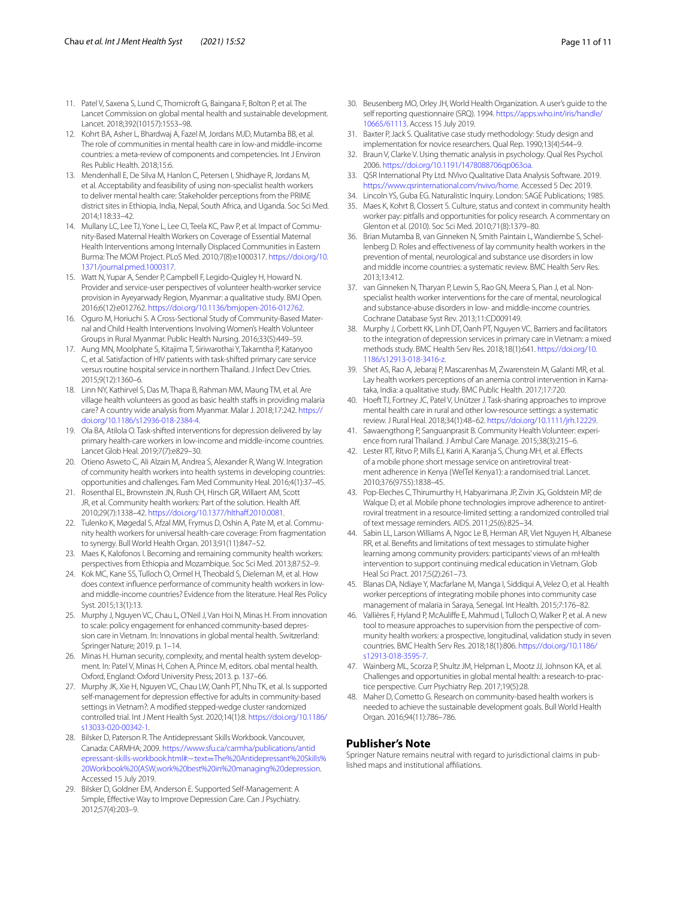11. Patel V, Saxena S, Lund C, Thornicroft G, Baingana F, Bolton P, et al. The Lancet Commission on global mental health and sustainable development. Lancet. 2018;392(10157):1553–98.
12. Kohrt BA, Asher L, Bhardwaj A, Fazel M, Jordans MJD, Mutamba BB, et al. The role of communities in mental health care in low-and middle-income countries: a meta-review of components and competencies. Int J Environ Res Public Health. 2018;15:6.
13. Mendenhall E, De Silva M, Hanlon C, Petersen I, Shidhaye R, Jordans M, et al. Acceptability and feasibility of using non-specialist health workers to deliver mental health care: Stakeholder perceptions from the PRIME district sites in Ethiopia, India, Nepal, South Africa, and Uganda. Soc Sci Med. 2014;118:33–42.
14. Mullany LC, Lee TJ, Yone L, Lee CI, Teela KC, Paw P, et al. Impact of Community-Based Maternal Health Workers on Coverage of Essential Maternal Health Interventions among Internally Displaced Communities in Eastern Burma: The MOM Project. PLoS Med. 2010;7(8):e1000317. https://doi.org/10.1371/journal.pmed.1000317.
15. Watt N, Yupar A, Sender P, Campbell F, Legido-Quigley H, Howard N. Provider and service-user perspectives of volunteer health-worker service provision in Ayeyarwady Region, Myanmar: a qualitative study. BMJ Open. 2016;6(12):e012762. https://doi.org/10.1136/bmjopen-2016-012762.
16. Oguro M, Horiuchi S. A Cross-Sectional Study of Community-Based Maternal and Child Health Interventions Involving Women's Health Volunteer Groups in Rural Myanmar. Public Health Nursing. 2016;33(5):449–59.
17. Aung MN, Moolphate S, Kitajima T, Siriwarothai Y, Takamtha P, Katanyoo C, et al. Satisfaction of HIV patients with task-shifted primary care service versus routine hospital service in northern Thailand. J Infect Dev Ctries. 2015;9(12):1360–6.
18. Linn NY, Kathirvel S, Das M, Thapa B, Rahman MM, Maung TM, et al. Are village health volunteers as good as basic health staffs in providing malaria care? A country wide analysis from Myanmar. Malar J. 2018;17:242. https://doi.org/10.1186/s12936-018-2384-4.
19. Ola BA, Atilola O. Task-shifted interventions for depression delivered by lay primary health-care workers in low-income and middle-income countries. Lancet Glob Heal. 2019;7(7):e829–30.
20. Otieno Asweto C, Ali Alzain M, Andrea S, Alexander R, Wang W. Integration of community health workers into health systems in developing countries: opportunities and challenges. Fam Med Community Heal. 2016;4(1):37–45.
21. Rosenthal EL, Brownstein JN, Rush CH, Hirsch GR, Willaert AM, Scott JR, et al. Community health workers: Part of the solution. Health Aff. 2010;29(7):1338–42. https://doi.org/10.1377/hlthaff.2010.0081.
22. Tulenko K, Møgedal S, Afzal MM, Frymus D, Oshin A, Pate M, et al. Community health workers for universal health-care coverage: From fragmentation to synergy. Bull World Health Organ. 2013;91(11):847–52.
23. Maes K, Kalofonos I. Becoming and remaining community health workers: perspectives from Ethiopia and Mozambique. Soc Sci Med. 2013;87:52–9.
24. Kok MC, Kane SS, Tulloch O, Ormel H, Theobald S, Dieleman M, et al. How does context influence performance of community health workers in low- and middle-income countries? Evidence from the literature. Heal Res Policy Syst. 2015;13(1):13.
25. Murphy J, Nguyen VC, Chau L, O'Neil J, Van Hoi N, Minas H. From innovation to scale: policy engagement for enhanced community-based depression care in Vietnam. In: Innovations in global mental health. Switzerland: Springer Nature; 2019. p. 1–14.
26. Minas H. Human security, complexity, and mental health system development. In: Patel V, Minas H, Cohen A, Prince M, editors. obal mental health. Oxford, England: Oxford University Press; 2013. p. 137–66.
27. Murphy JK, Xie H, Nguyen VC, Chau LW, Oanh PT, Nhu TK, et al. Is supported self-management for depression effective for adults in community-based settings in Vietnam?: A modified stepped-wedge cluster randomized controlled trial. Int J Ment Health Syst. 2020;14(1):8. https://doi.org/10.1186/s13033-020-00342-1.
28. Bilsker D, Paterson R. The Antidepressant Skills Workbook. Vancouver, Canada: CARMHA; 2009. https://www.sfu.ca/carmha/publications/antidepressant-skills-workbook.html#:~:text=The%20Antidepressant%20Skills%20Workbook%20(ASW,work%20best%20in%20managing%20depression. Accessed 15 July 2019.
29. Bilsker D, Goldner EM, Anderson E. Supported Self-Management: A Simple, Effective Way to Improve Depression Care. Can J Psychiatry. 2012;57(4):203–9.
30. Beusenberg MO, Orley JH, World Health Organization. A user's guide to the self reporting questionnaire (SRQ). 1994. https://apps.who.int/iris/handle/10665/61113. Access 15 July 2019.
31. Baxter P, Jack S. Qualitative case study methodology: Study design and implementation for novice researchers. Qual Rep. 1990;13(4):544–9.
32. Braun V, Clarke V. Using thematic analysis in psychology. Qual Res Psychol. 2006. https://doi.org/10.1191/1478088706qp063oa.
33. QSR International Pty Ltd. NVivo Qualitative Data Analysis Software. 2019. https://www.qsrinternational.com/nvivo/home. Accessed 5 Dec 2019.
34. Lincoln YS, Guba EG. Naturalistic Inquiry. London: SAGE Publications; 1985.
35. Maes K, Kohrt B, Closser S. Culture, status and context in community health worker pay: pitfalls and opportunities for policy research. A commentary on Glenton et al. (2010). Soc Sci Med. 2010;71(8):1379–80.
36. Brian Mutamba B, van Ginneken N, Smith Paintain L, Wandiembe S, Schellenberg D. Roles and effectiveness of lay community health workers in the prevention of mental, neurological and substance use disorders in low and middle income countries: a systematic review. BMC Health Serv Res. 2013;13:412.
37. van Ginneken N, Tharyan P, Lewin S, Rao GN, Meera S, Pian J, et al. Non-specialist health worker interventions for the care of mental, neurological and substance-abuse disorders in low- and middle-income countries. Cochrane Database Syst Rev. 2013;11:CD009149.
38. Murphy J, Corbett KK, Linh DT, Oanh PT, Nguyen VC. Barriers and facilitators to the integration of depression services in primary care in Vietnam: a mixed methods study. BMC Health Serv Res. 2018;18(1):641. https://doi.org/10.1186/s12913-018-3416-z.
39. Shet AS, Rao A, Jebaraj P, Mascarenhas M, Zwarenstein M, Galanti MR, et al. Lay health workers perceptions of an anemia control intervention in Karnataka, India: a qualitative study. BMC Public Health. 2017;17:720.
40. Hoeft TJ, Fortney JC, Patel V, Unützer J. Task-sharing approaches to improve mental health care in rural and other low-resource settings: a systematic review. J Rural Heal. 2018;34(1):48–62. https://doi.org/10.1111/jrh.12229.
41. Sawaengthong P, Sanguanprasit B. Community Health Volunteer: experience from rural Thailand. J Ambul Care Manage. 2015;38(3):215–6.
42. Lester RT, Ritvo P, Mills EJ, Kariri A, Karanja S, Chung MH, et al. Effects of a mobile phone short message service on antiretroviral treatment adherence in Kenya (WelTel Kenya1): a randomised trial. Lancet. 2010;376(9755):1838–45.
43. Pop-Eleches C, Thirumurthy H, Habyarimana JP, Zivin JG, Goldstein MP, de Walque D, et al. Mobile phone technologies improve adherence to antiretroviral treatment in a resource-limited setting: a randomized controlled trial of text message reminders. AIDS. 2011;25(6):825–34.
44. Sabin LL, Larson Williams A, Ngoc Le B, Herman AR, Viet Nguyen H, Albanese RR, et al. Benefits and limitations of text messages to stimulate higher learning among community providers: participants' views of an mHealth intervention to support continuing medical education in Vietnam. Glob Heal Sci Pract. 2017;5(2):261–73.
45. Blanas DA, Ndiaye Y, Macfarlane M, Manga I, Siddiqui A, Velez O, et al. Health worker perceptions of integrating mobile phones into community case management of malaria in Saraya, Senegal. Int Health. 2015;7:176–82.
46. Vallières F, Hyland P, McAuliffe E, Mahmud I, Tulloch O, Walker P, et al. A new tool to measure approaches to supervision from the perspective of community health workers: a prospective, longitudinal, validation study in seven countries. BMC Health Serv Res. 2018;18(1):806. https://doi.org/10.1186/s12913-018-3595-7.
47. Wainberg ML, Scorza P, Shultz JM, Helpman L, Mootz JJ, Johnson KA, et al. Challenges and opportunities in global mental health: a research-to-practice perspective. Curr Psychiatry Rep. 2017;19(5):28.
48. Maher D, Cometto G. Research on community-based health workers is needed to achieve the sustainable development goals. Bull World Health Organ. 2016;94(11):786–786.

## Publisher's Note

Springer Nature remains neutral with regard to jurisdictional claims in published maps and institutional affiliations.